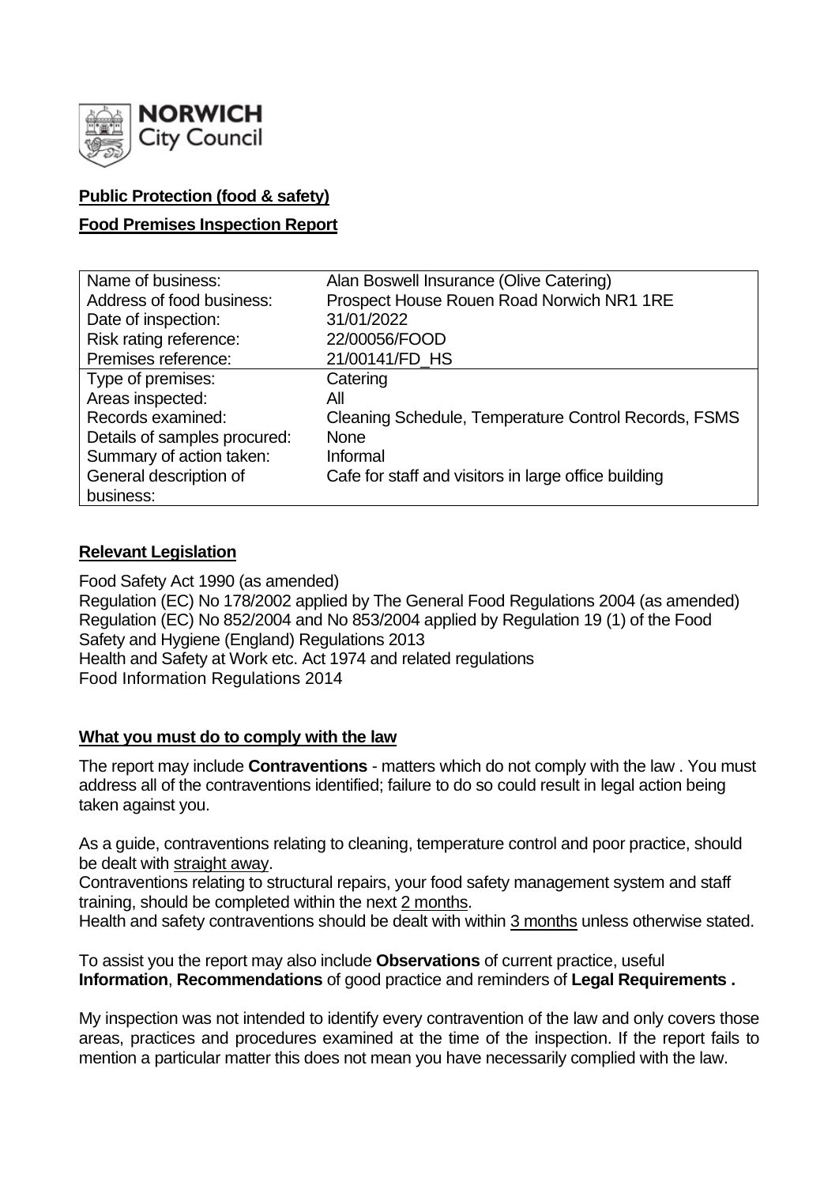**NORWICH City Council**

**Public Protection (food & safety)**

**Food Premises Inspection Report**

| Name of business: | Alan Boswell Insurance (Olive Catering) |
|---|---|
| Address of food business: | Prospect House Rouen Road Norwich NR1 1RE |
| Date of inspection: | 31/01/2022 |
| Risk rating reference: | 22/00056/FOOD |
| Premises reference: | 21/00141/FD_HS |
| Type of premises: | Catering |
| Areas inspected: | All |
| Records examined: | Cleaning Schedule, Temperature Control Records, FSMS |
| Details of samples procured: | None |
| Summary of action taken: | Informal |
| General description of business: | Cafe for staff and visitors in large office building |

**Relevant Legislation**

Food Safety Act 1990 (as amended)
Regulation (EC) No 178/2002 applied by The General Food Regulations 2004 (as amended)
Regulation (EC) No 852/2004 and No 853/2004 applied by Regulation 19 (1) of the Food Safety and Hygiene (England) Regulations 2013
Health and Safety at Work etc. Act 1974 and related regulations
Food Information Regulations 2014

**What you must do to comply with the law**

The report may include **Contraventions** - matters which do not comply with the law . You must address all of the contraventions identified; failure to do so could result in legal action being taken against you.

As a guide, contraventions relating to cleaning, temperature control and poor practice, should be dealt with straight away.
Contraventions relating to structural repairs, your food safety management system and staff training, should be completed within the next 2 months.
Health and safety contraventions should be dealt with within 3 months unless otherwise stated.

To assist you the report may also include **Observations** of current practice, useful **Information**, **Recommendations** of good practice and reminders of **Legal Requirements .**

My inspection was not intended to identify every contravention of the law and only covers those areas, practices and procedures examined at the time of the inspection. If the report fails to mention a particular matter this does not mean you have necessarily complied with the law.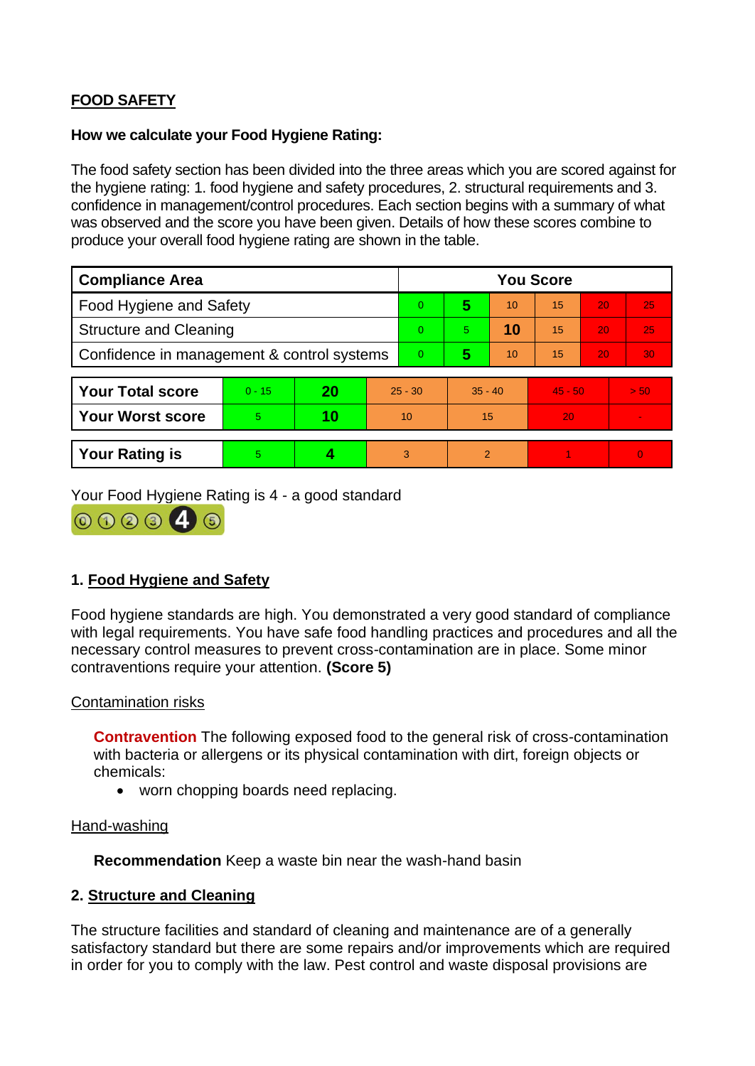**FOOD SAFETY**

**How we calculate your Food Hygiene Rating:**

The food safety section has been divided into the three areas which you are scored against for the hygiene rating: 1. food hygiene and safety procedures, 2. structural requirements and 3. confidence in management/control procedures. Each section begins with a summary of what was observed and the score you have been given. Details of how these scores combine to produce your overall food hygiene rating are shown in the table.

| Compliance Area | You Score | | | | | |
|---|---|---|---|---|---|---|
| Food Hygiene and Safety | 0 | **5** | 10 | 15 | 20 | 25 |
| Structure and Cleaning | 0 | 5 | **10** | 15 | 20 | 25 |
| Confidence in management & control systems | 0 | **5** | 10 | 15 | 20 | 30 |

| | | | | | | |
|---|---|---|---|---|---|---|
| **Your Total score** | 0 - 15 | **20** | 25 - 30 | 35 - 40 | 45 - 50 | > 50 |
| **Your Worst score** | 5 | **10** | 10 | 15 | 20 | - |
| **Your Rating is** | 5 | **4** | 3 | 2 | 1 | 0 |

Your Food Hygiene Rating is 4 - a good standard

## 1. Food Hygiene and Safety

Food hygiene standards are high. You demonstrated a very good standard of compliance with legal requirements. You have safe food handling practices and procedures and all the necessary control measures to prevent cross-contamination are in place. Some minor contraventions require your attention. **(Score 5)**

Contamination risks

**Contravention** The following exposed food to the general risk of cross-contamination with bacteria or allergens or its physical contamination with dirt, foreign objects or chemicals:

- worn chopping boards need replacing.

Hand-washing

**Recommendation** Keep a waste bin near the wash-hand basin

## 2. Structure and Cleaning

The structure facilities and standard of cleaning and maintenance are of a generally satisfactory standard but there are some repairs and/or improvements which are required in order for you to comply with the law. Pest control and waste disposal provisions are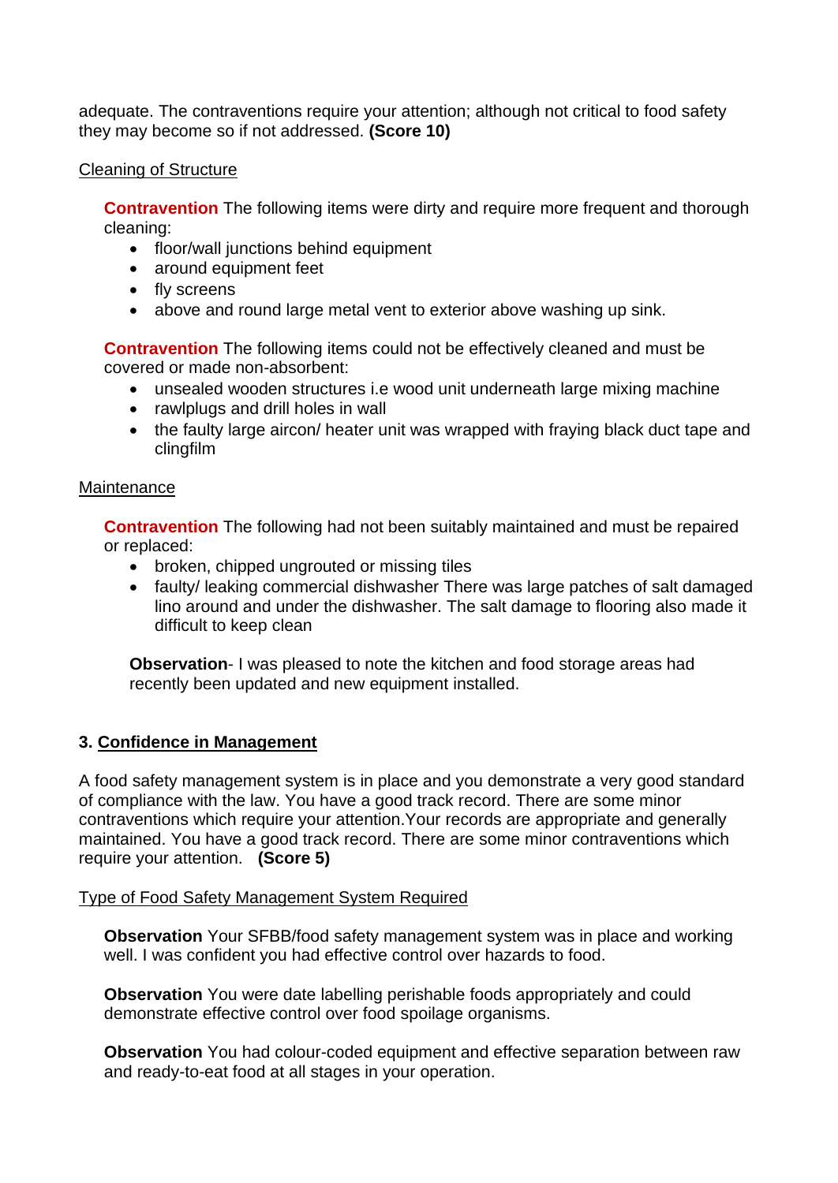adequate. The contraventions require your attention; although not critical to food safety they may become so if not addressed. **(Score 10)**

Cleaning of Structure

**Contravention** The following items were dirty and require more frequent and thorough cleaning:

- floor/wall junctions behind equipment
- around equipment feet
- fly screens
- above and round large metal vent to exterior above washing up sink.

**Contravention** The following items could not be effectively cleaned and must be covered or made non-absorbent:

- unsealed wooden structures i.e wood unit underneath large mixing machine
- rawlplugs and drill holes in wall
- the faulty large aircon/ heater unit was wrapped with fraying black duct tape and clingfilm

Maintenance

**Contravention** The following had not been suitably maintained and must be repaired or replaced:

- broken, chipped ungrouted or missing tiles
- faulty/ leaking commercial dishwasher There was large patches of salt damaged lino around and under the dishwasher. The salt damage to flooring also made it difficult to keep clean

**Observation**- I was pleased to note the kitchen and food storage areas had recently been updated and new equipment installed.

### 3. Confidence in Management

A food safety management system is in place and you demonstrate a very good standard of compliance with the law. You have a good track record. There are some minor contraventions which require your attention.Your records are appropriate and generally maintained. You have a good track record. There are some minor contraventions which require your attention. **(Score 5)**

Type of Food Safety Management System Required

**Observation** Your SFBB/food safety management system was in place and working well. I was confident you had effective control over hazards to food.

**Observation** You were date labelling perishable foods appropriately and could demonstrate effective control over food spoilage organisms.

**Observation** You had colour-coded equipment and effective separation between raw and ready-to-eat food at all stages in your operation.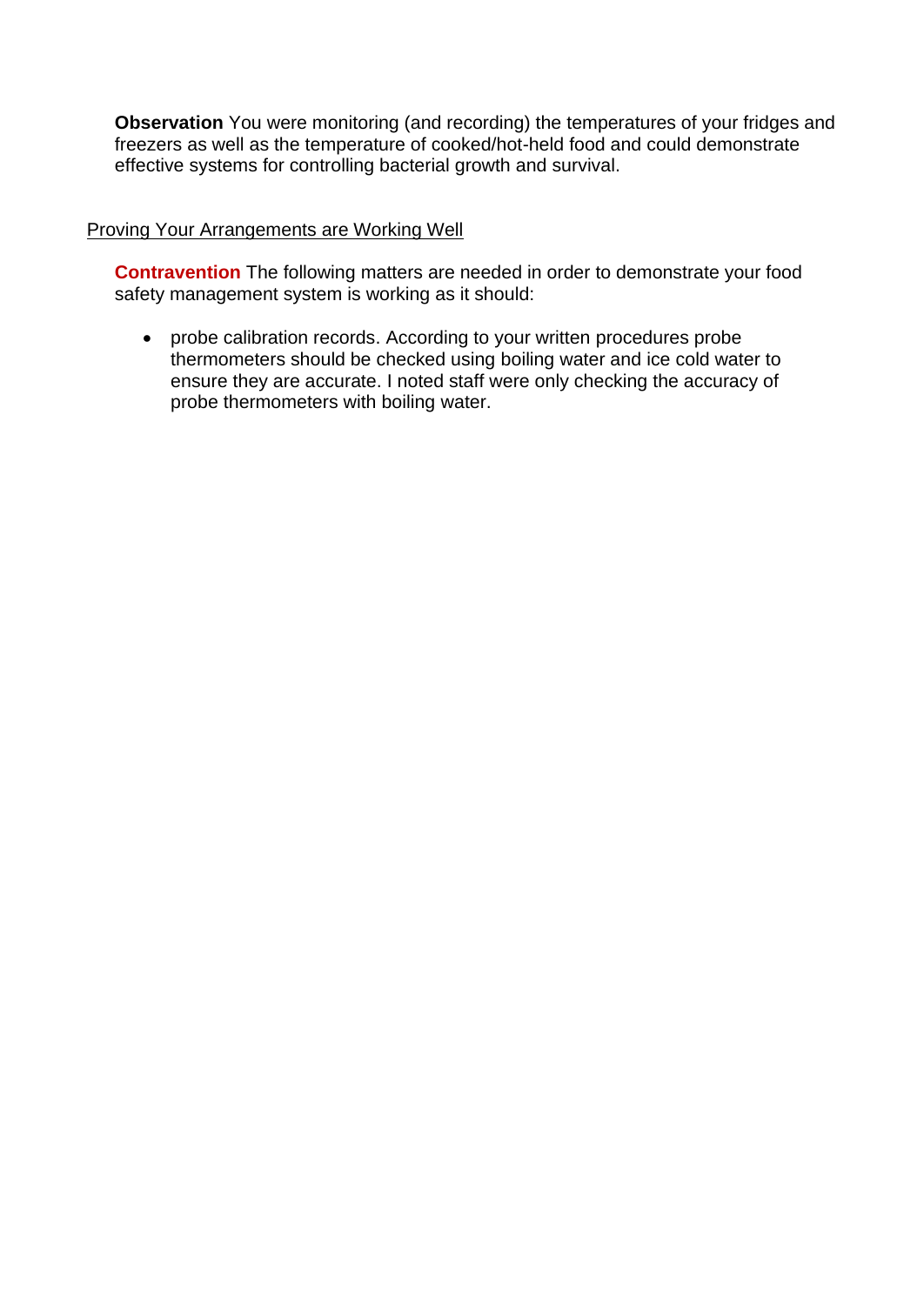**Observation** You were monitoring (and recording) the temperatures of your fridges and freezers as well as the temperature of cooked/hot-held food and could demonstrate effective systems for controlling bacterial growth and survival.

Proving Your Arrangements are Working Well

**Contravention** The following matters are needed in order to demonstrate your food safety management system is working as it should:

- probe calibration records. According to your written procedures probe thermometers should be checked using boiling water and ice cold water to ensure they are accurate. I noted staff were only checking the accuracy of probe thermometers with boiling water.